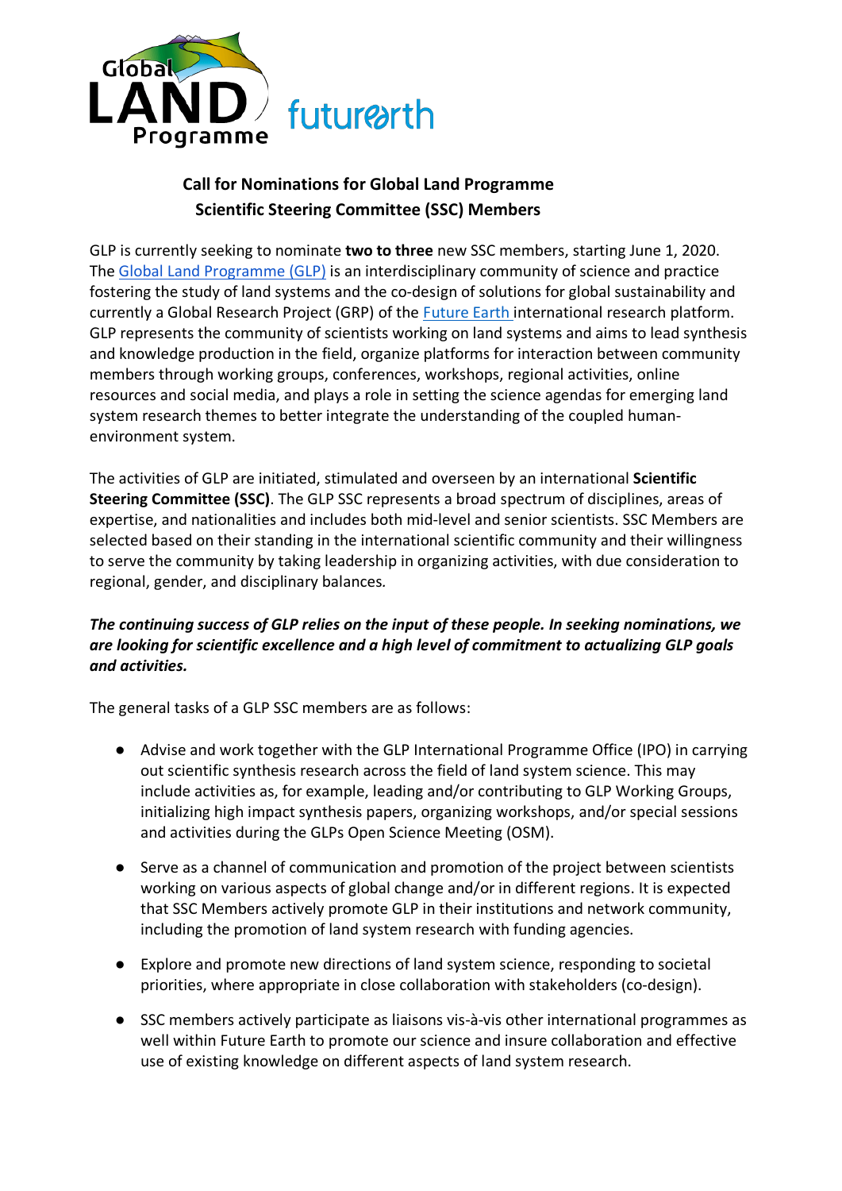## Call for Nominations for Global Land Programme Scientific Steering Committee (SSC) Members

GLP is currently seeking to nominate **two to three** new SSC members, starting June 1, 2020. The [Global Land Programme (GLP)]() is an interdisciplinary community of science and practice fostering the study of land systems and the co-design of solutions for global sustainability and currently a Global Research Project (GRP) of the [Future Earth ]()international research platform. GLP represents the community of scientists working on land systems and aims to lead synthesis and knowledge production in the field, organize platforms for interaction between community members through working groups, conferences, workshops, regional activities, online resources and social media, and plays a role in setting the science agendas for emerging land system research themes to better integrate the understanding of the coupled human-environment system.

The activities of GLP are initiated, stimulated and overseen by an international **Scientific Steering Committee (SSC)**. The GLP SSC represents a broad spectrum of disciplines, areas of expertise, and nationalities and includes both mid-level and senior scientists. SSC Members are selected based on their standing in the international scientific community and their willingness to serve the community by taking leadership in organizing activities, with due consideration to regional, gender, and disciplinary balances.

***The continuing success of GLP relies on the input of these people. In seeking nominations, we are looking for scientific excellence and a high level of commitment to actualizing GLP goals and activities.***

The general tasks of a GLP SSC members are as follows:

- Advise and work together with the GLP International Programme Office (IPO) in carrying out scientific synthesis research across the field of land system science. This may include activities as, for example, leading and/or contributing to GLP Working Groups, initializing high impact synthesis papers, organizing workshops, and/or special sessions and activities during the GLPs Open Science Meeting (OSM).
- Serve as a channel of communication and promotion of the project between scientists working on various aspects of global change and/or in different regions. It is expected that SSC Members actively promote GLP in their institutions and network community, including the promotion of land system research with funding agencies.
- Explore and promote new directions of land system science, responding to societal priorities, where appropriate in close collaboration with stakeholders (co-design).
- SSC members actively participate as liaisons vis-à-vis other international programmes as well within Future Earth to promote our science and insure collaboration and effective use of existing knowledge on different aspects of land system research.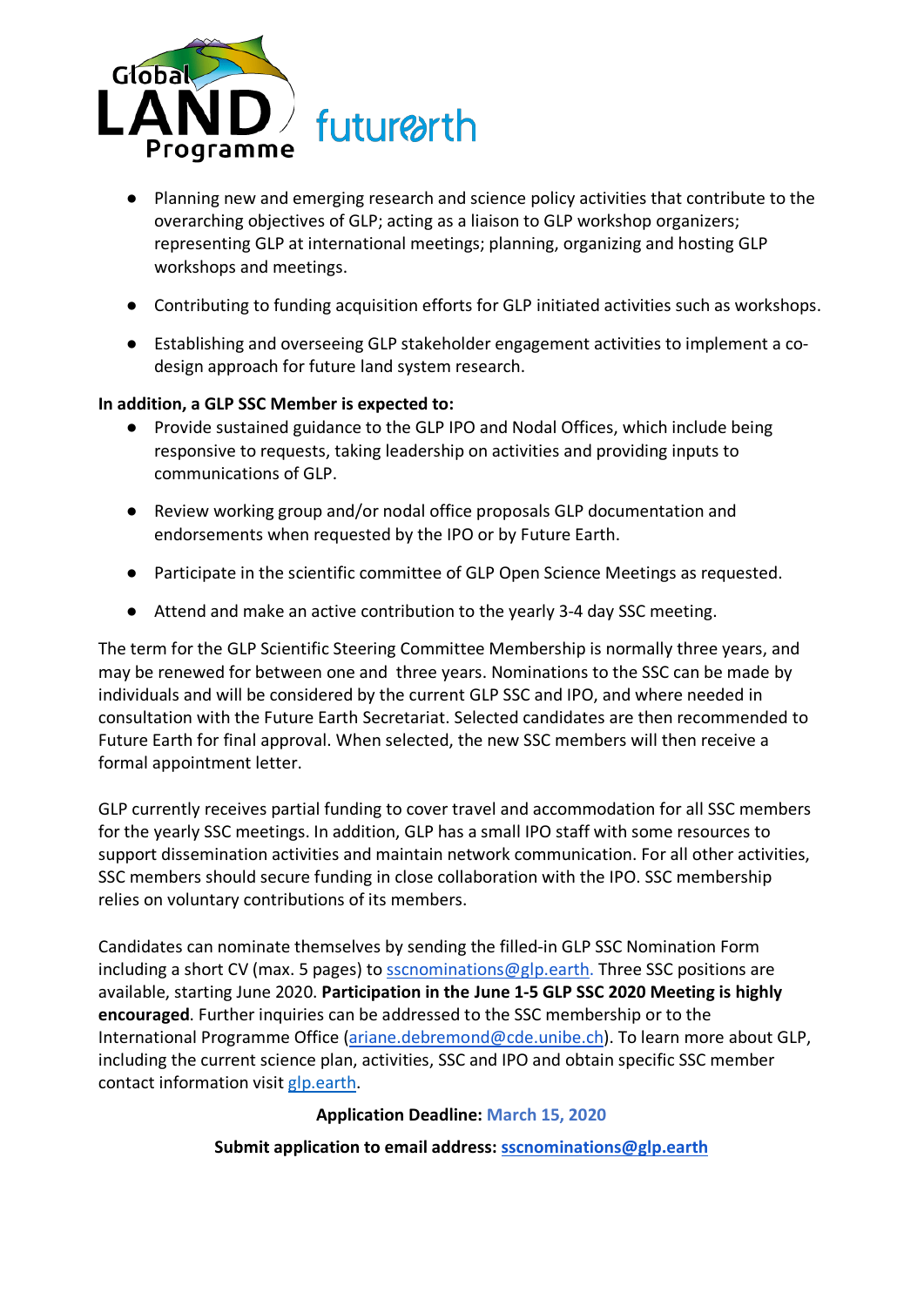- Planning new and emerging research and science policy activities that contribute to the overarching objectives of GLP; acting as a liaison to GLP workshop organizers; representing GLP at international meetings; planning, organizing and hosting GLP workshops and meetings.
- Contributing to funding acquisition efforts for GLP initiated activities such as workshops.
- Establishing and overseeing GLP stakeholder engagement activities to implement a co-design approach for future land system research.

**In addition, a GLP SSC Member is expected to:**

- Provide sustained guidance to the GLP IPO and Nodal Offices, which include being responsive to requests, taking leadership on activities and providing inputs to communications of GLP.
- Review working group and/or nodal office proposals GLP documentation and endorsements when requested by the IPO or by Future Earth.
- Participate in the scientific committee of GLP Open Science Meetings as requested.
- Attend and make an active contribution to the yearly 3-4 day SSC meeting.

The term for the GLP Scientific Steering Committee Membership is normally three years, and may be renewed for between one and three years. Nominations to the SSC can be made by individuals and will be considered by the current GLP SSC and IPO, and where needed in consultation with the Future Earth Secretariat. Selected candidates are then recommended to Future Earth for final approval. When selected, the new SSC members will then receive a formal appointment letter.

GLP currently receives partial funding to cover travel and accommodation for all SSC members for the yearly SSC meetings. In addition, GLP has a small IPO staff with some resources to support dissemination activities and maintain network communication. For all other activities, SSC members should secure funding in close collaboration with the IPO. SSC membership relies on voluntary contributions of its members.

Candidates can nominate themselves by sending the filled-in GLP SSC Nomination Form including a short CV (max. 5 pages) to sscnominations@glp.earth. Three SSC positions are available, starting June 2020. **Participation in the June 1-5 GLP SSC 2020 Meeting is highly encouraged**. Further inquiries can be addressed to the SSC membership or to the International Programme Office (ariane.debremond@cde.unibe.ch). To learn more about GLP, including the current science plan, activities, SSC and IPO and obtain specific SSC member contact information visit glp.earth.

**Application Deadline: March 15, 2020**

**Submit application to email address: sscnominations@glp.earth**